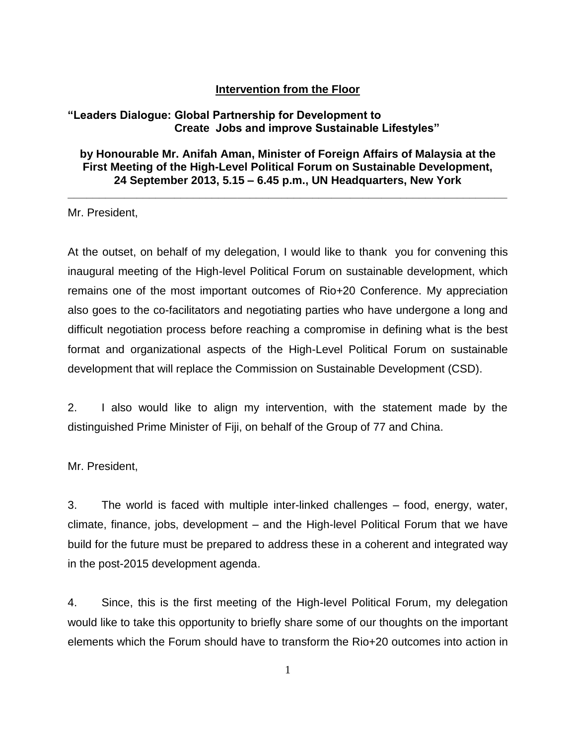**Intervention from the Floor**

**"Leaders Dialogue: Global Partnership for Development to Create Jobs and improve Sustainable Lifestyles"**

**by Honourable Mr. Anifah Aman, Minister of Foreign Affairs of Malaysia at the First Meeting of the High-Level Political Forum on Sustainable Development, 24 September 2013, 5.15 – 6.45 p.m., UN Headquarters, New York**

---

Mr. President,

At the outset, on behalf of my delegation, I would like to thank you for convening this inaugural meeting of the High-level Political Forum on sustainable development, which remains one of the most important outcomes of Rio+20 Conference. My appreciation also goes to the co-facilitators and negotiating parties who have undergone a long and difficult negotiation process before reaching a compromise in defining what is the best format and organizational aspects of the High-Level Political Forum on sustainable development that will replace the Commission on Sustainable Development (CSD).

2. I also would like to align my intervention, with the statement made by the distinguished Prime Minister of Fiji, on behalf of the Group of 77 and China.

Mr. President,

3. The world is faced with multiple inter-linked challenges – food, energy, water, climate, finance, jobs, development – and the High-level Political Forum that we have build for the future must be prepared to address these in a coherent and integrated way in the post-2015 development agenda.

4. Since, this is the first meeting of the High-level Political Forum, my delegation would like to take this opportunity to briefly share some of our thoughts on the important elements which the Forum should have to transform the Rio+20 outcomes into action in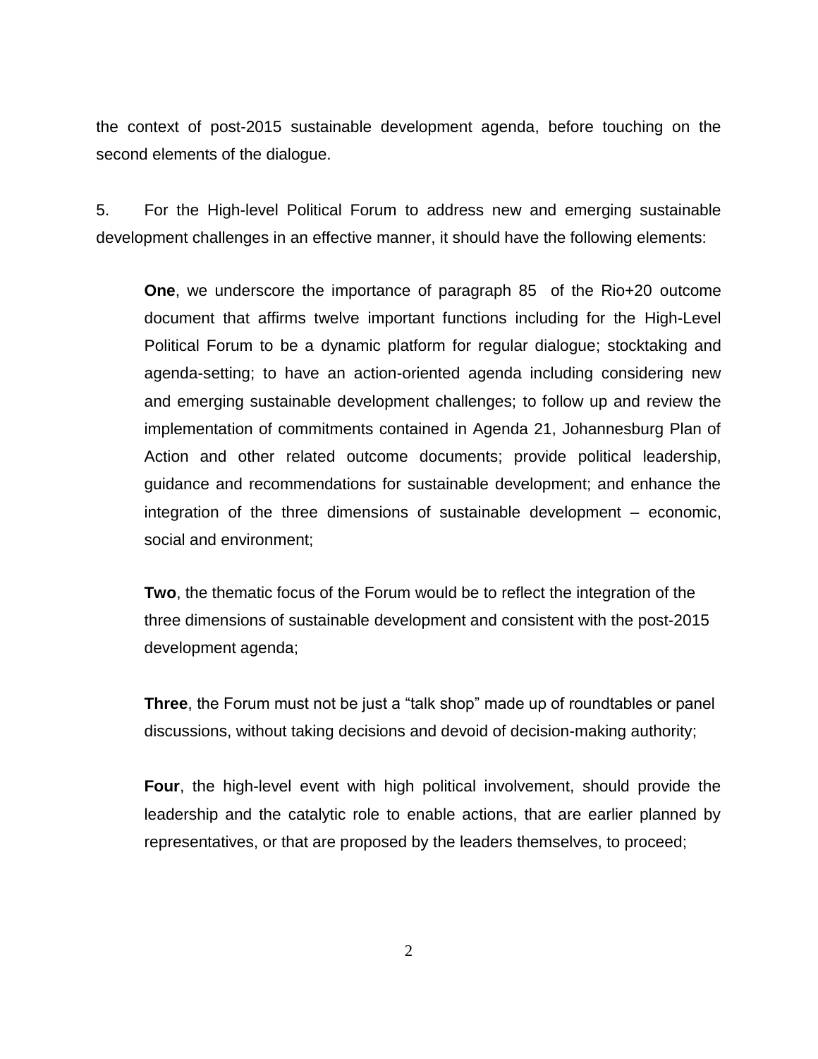the context of post-2015 sustainable development agenda, before touching on the second elements of the dialogue.

5. For the High-level Political Forum to address new and emerging sustainable development challenges in an effective manner, it should have the following elements:

> **One**, we underscore the importance of paragraph 85 of the Rio+20 outcome document that affirms twelve important functions including for the High-Level Political Forum to be a dynamic platform for regular dialogue; stocktaking and agenda-setting; to have an action-oriented agenda including considering new and emerging sustainable development challenges; to follow up and review the implementation of commitments contained in Agenda 21, Johannesburg Plan of Action and other related outcome documents; provide political leadership, guidance and recommendations for sustainable development; and enhance the integration of the three dimensions of sustainable development – economic, social and environment;
>
> **Two**, the thematic focus of the Forum would be to reflect the integration of the three dimensions of sustainable development and consistent with the post-2015 development agenda;
>
> **Three**, the Forum must not be just a "talk shop" made up of roundtables or panel discussions, without taking decisions and devoid of decision-making authority;
>
> **Four**, the high-level event with high political involvement, should provide the leadership and the catalytic role to enable actions, that are earlier planned by representatives, or that are proposed by the leaders themselves, to proceed;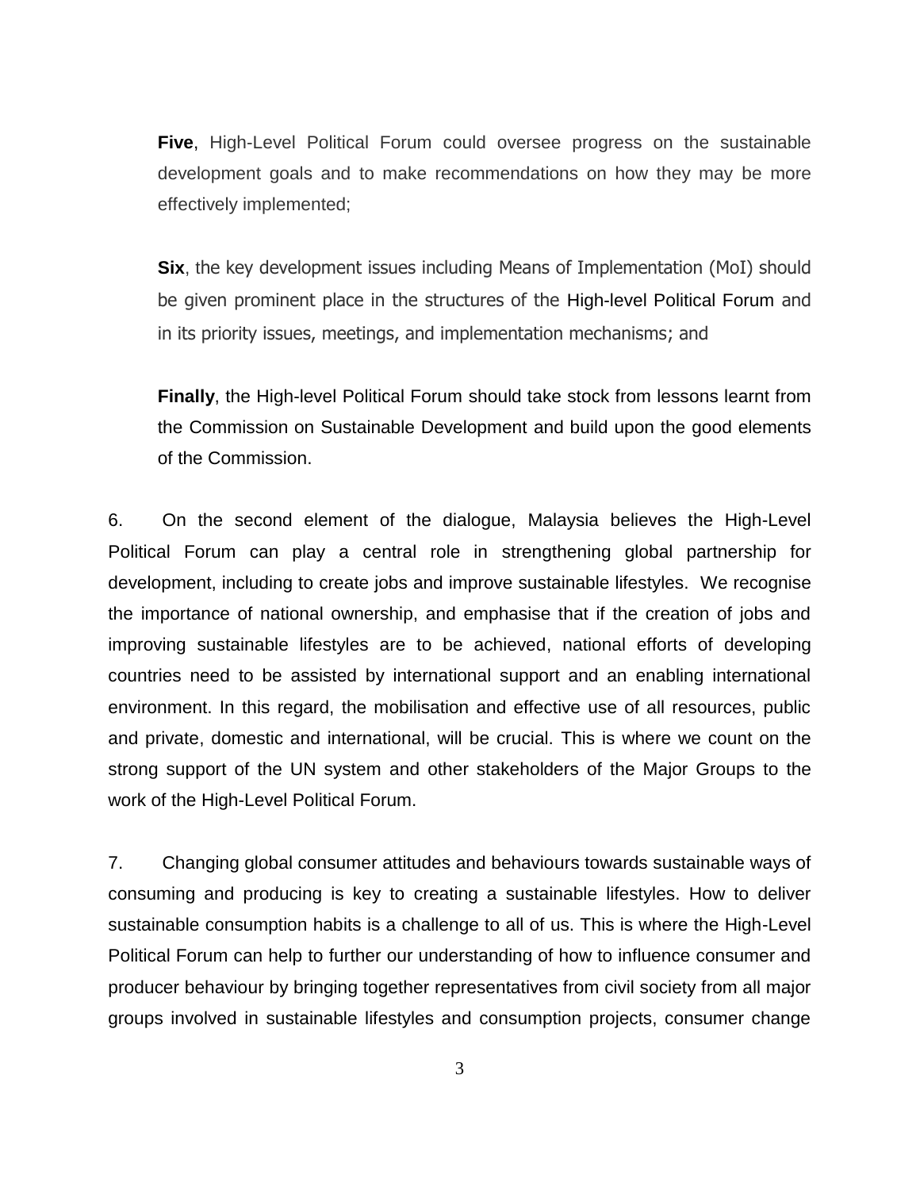**Five**, High-Level Political Forum could oversee progress on the sustainable development goals and to make recommendations on how they may be more effectively implemented;

**Six**, the key development issues including Means of Implementation (MoI) should be given prominent place in the structures of the High-level Political Forum and in its priority issues, meetings, and implementation mechanisms; and

**Finally**, the High-level Political Forum should take stock from lessons learnt from the Commission on Sustainable Development and build upon the good elements of the Commission.

6. On the second element of the dialogue, Malaysia believes the High-Level Political Forum can play a central role in strengthening global partnership for development, including to create jobs and improve sustainable lifestyles. We recognise the importance of national ownership, and emphasise that if the creation of jobs and improving sustainable lifestyles are to be achieved, national efforts of developing countries need to be assisted by international support and an enabling international environment. In this regard, the mobilisation and effective use of all resources, public and private, domestic and international, will be crucial. This is where we count on the strong support of the UN system and other stakeholders of the Major Groups to the work of the High-Level Political Forum.

7. Changing global consumer attitudes and behaviours towards sustainable ways of consuming and producing is key to creating a sustainable lifestyles. How to deliver sustainable consumption habits is a challenge to all of us. This is where the High-Level Political Forum can help to further our understanding of how to influence consumer and producer behaviour by bringing together representatives from civil society from all major groups involved in sustainable lifestyles and consumption projects, consumer change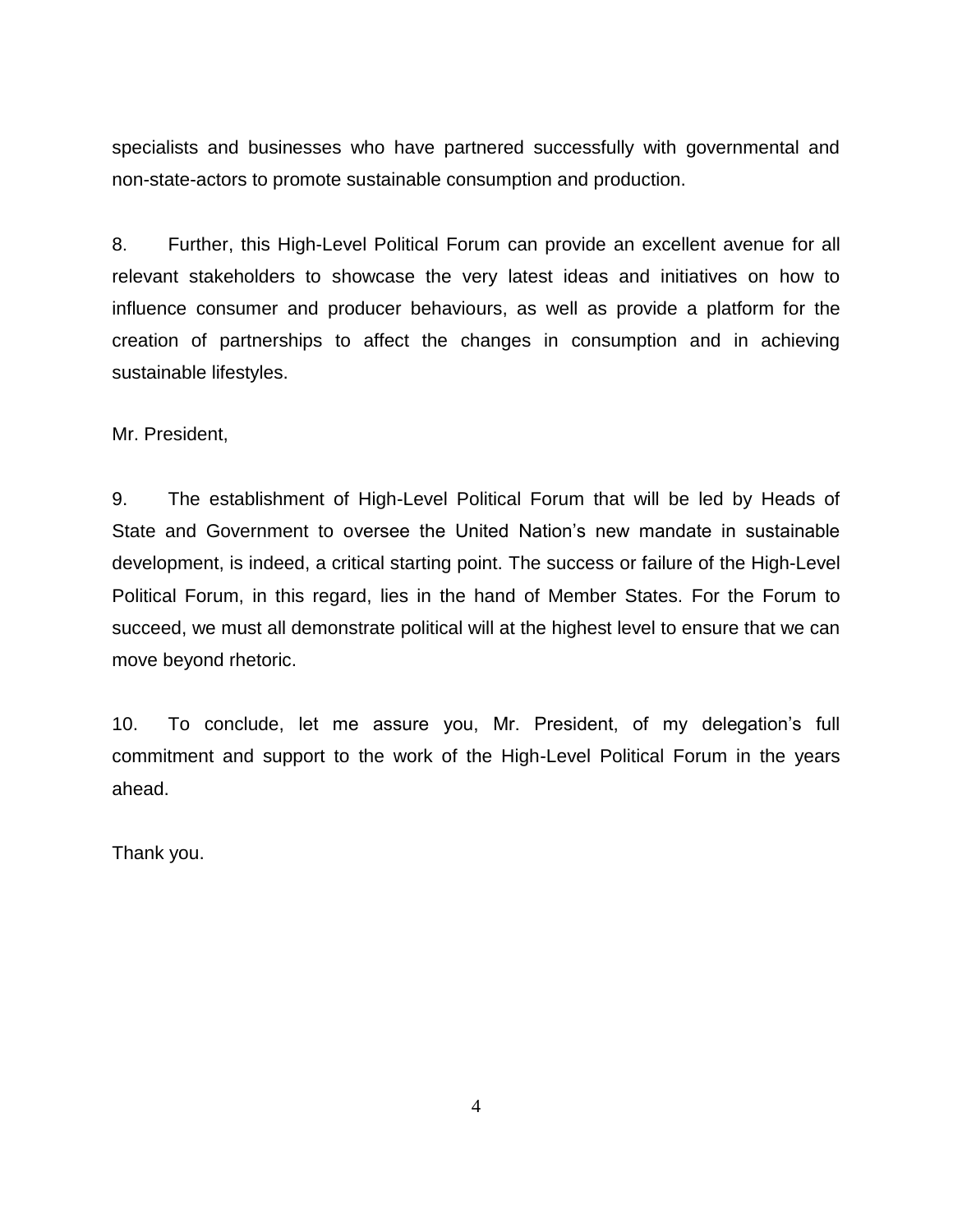specialists and businesses who have partnered successfully with governmental and non-state-actors to promote sustainable consumption and production.

8. Further, this High-Level Political Forum can provide an excellent avenue for all relevant stakeholders to showcase the very latest ideas and initiatives on how to influence consumer and producer behaviours, as well as provide a platform for the creation of partnerships to affect the changes in consumption and in achieving sustainable lifestyles.

Mr. President,

9. The establishment of High-Level Political Forum that will be led by Heads of State and Government to oversee the United Nation's new mandate in sustainable development, is indeed, a critical starting point. The success or failure of the High-Level Political Forum, in this regard, lies in the hand of Member States. For the Forum to succeed, we must all demonstrate political will at the highest level to ensure that we can move beyond rhetoric.

10. To conclude, let me assure you, Mr. President, of my delegation's full commitment and support to the work of the High-Level Political Forum in the years ahead.

Thank you.